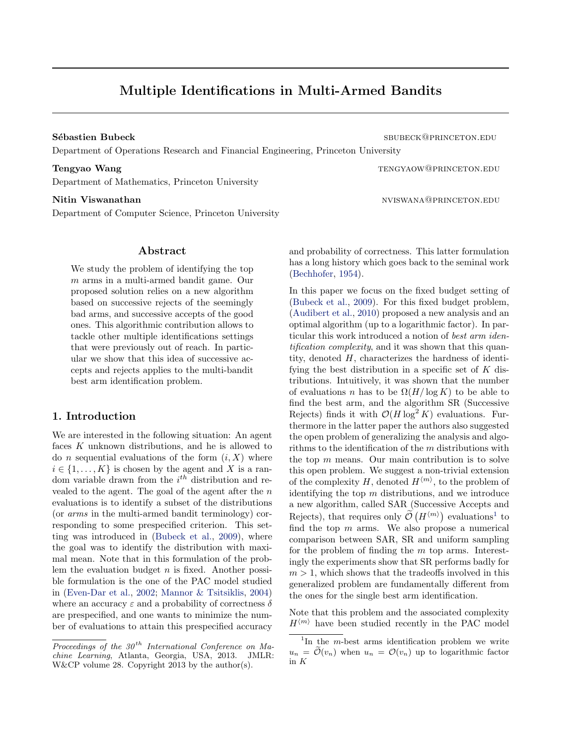# Multiple Identifications in Multi-Armed Bandits

**Sébastien Bubeck** SBUBECK@PRINCETON.EDU
Department of Operations Research and Financial Engineering, Princeton University

**Tengyao Wang** TENGYAOW@PRINCETON.EDU
Department of Mathematics, Princeton University

**Nitin Viswanathan** NVISWANA@PRINCETON.EDU
Department of Computer Science, Princeton University

## Abstract

We study the problem of identifying the top $m$ arms in a multi-armed bandit game. Our proposed solution relies on a new algorithm based on successive rejects of the seemingly bad arms, and successive accepts of the good ones. This algorithmic contribution allows to tackle other multiple identifications settings that were previously out of reach. In particular we show that this idea of successive accepts and rejects applies to the multi-bandit best arm identification problem.

## 1. Introduction

We are interested in the following situation: An agent faces $K$ unknown distributions, and he is allowed to do $n$ sequential evaluations of the form $(i, X)$ where $i \in \{1, \dots, K\}$ is chosen by the agent and $X$ is a random variable drawn from the $i^{th}$ distribution and revealed to the agent. The goal of the agent after the $n$ evaluations is to identify a subset of the distributions (or *arms* in the multi-armed bandit terminology) corresponding to some prespecified criterion. This setting was introduced in (Bubeck et al., 2009), where the goal was to identify the distribution with maximal mean. Note that in this formulation of the problem the evaluation budget $n$ is fixed. Another possible formulation is the one of the PAC model studied in (Even-Dar et al., 2002; Mannor & Tsitsiklis, 2004) where an accuracy $\varepsilon$ and a probability of correctness $\delta$ are prespecified, and one wants to minimize the number of evaluations to attain this prespecified accuracy and probability of correctness. This latter formulation has a long history which goes back to the seminal work (Bechhofer, 1954).

In this paper we focus on the fixed budget setting of (Bubeck et al., 2009). For this fixed budget problem, (Audibert et al., 2010) proposed a new analysis and an optimal algorithm (up to a logarithmic factor). In particular this work introduced a notion of *best arm identification complexity*, and it was shown that this quantity, denoted $H$, characterizes the hardness of identifying the best distribution in a specific set of $K$ distributions. Intuitively, it was shown that the number of evaluations $n$ has to be $\Omega(H/\log K)$ to be able to find the best arm, and the algorithm SR (Successive Rejects) finds it with $\mathcal{O}(H \log^2 K)$ evaluations. Furthermore in the latter paper the authors also suggested the open problem of generalizing the analysis and algorithms to the identification of the $m$ distributions with the top $m$ means. Our main contribution is to solve this open problem. We suggest a non-trivial extension of the complexity $H$, denoted $H^{\langle m \rangle}$, to the problem of identifying the top $m$ distributions, and we introduce a new algorithm, called SAR (Successive Accepts and Rejects), that requires only $\widetilde{\mathcal{O}}\left(H^{\langle m \rangle}\right)$ evaluations[1] to find the top $m$ arms. We also propose a numerical comparison between SAR, SR and uniform sampling for the problem of finding the $m$ top arms. Interestingly the experiments show that SR performs badly for $m > 1$, which shows that the tradeoffs involved in this generalized problem are fundamentally different from the ones for the single best arm identification.

Note that this problem and the associated complexity $H^{\langle m \rangle}$ have been studied recently in the PAC model

*Proceedings of the 30th International Conference on Machine Learning*, Atlanta, Georgia, USA, 2013. JMLR: W&CP volume 28. Copyright 2013 by the author(s).

[1] In the $m$-best arms identification problem we write $u_n = \widetilde{\mathcal{O}}(v_n)$ when $u_n = \mathcal{O}(v_n)$ up to logarithmic factor in $K$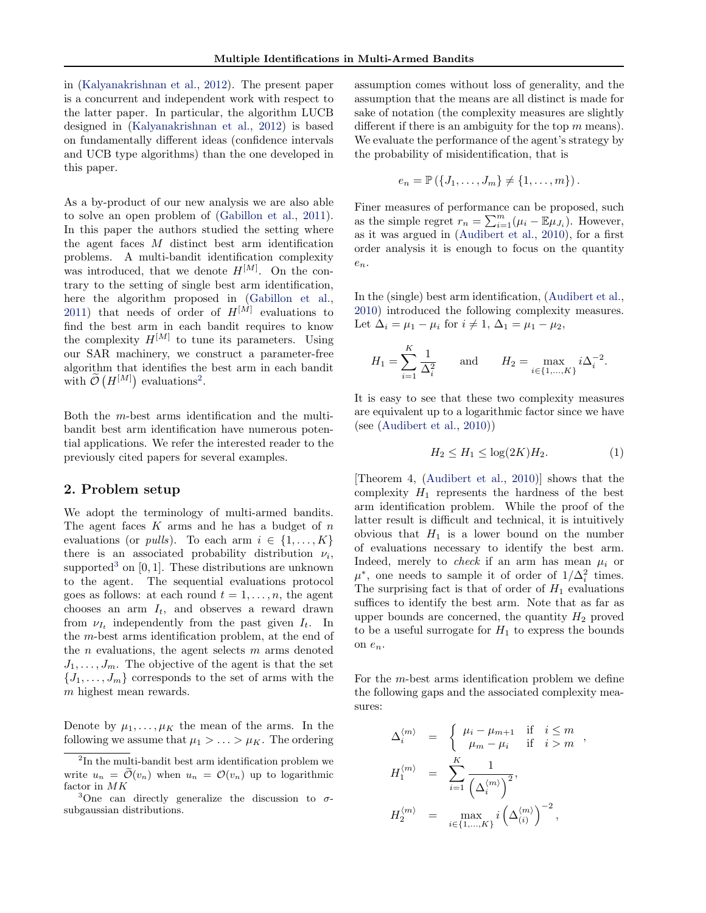in (Kalyanakrishnan et al., 2012). The present paper is a concurrent and independent work with respect to the latter paper. In particular, the algorithm LUCB designed in (Kalyanakrishnan et al., 2012) is based on fundamentally different ideas (confidence intervals and UCB type algorithms) than the one developed in this paper.

As a by-product of our new analysis we are also able to solve an open problem of (Gabillon et al., 2011). In this paper the authors studied the setting where the agent faces $M$ distinct best arm identification problems. A multi-bandit identification complexity was introduced, that we denote $H^{[M]}$. On the contrary to the setting of single best arm identification, here the algorithm proposed in (Gabillon et al., 2011) that needs of order of $H^{[M]}$ evaluations to find the best arm in each bandit requires to know the complexity $H^{[M]}$ to tune its parameters. Using our SAR machinery, we construct a parameter-free algorithm that identifies the best arm in each bandit with $\widetilde{\mathcal{O}}\left(H^{[M]}\right)$ evaluations[2].

Both the $m$-best arms identification and the multi-bandit best arm identification have numerous potential applications. We refer the interested reader to the previously cited papers for several examples.

## 2. Problem setup

We adopt the terminology of multi-armed bandits. The agent faces $K$ arms and he has a budget of $n$ evaluations (or *pulls*). To each arm $i \in \{1, \ldots, K\}$ there is an associated probability distribution $\nu_i$, supported[3] on $[0,1]$. These distributions are unknown to the agent. The sequential evaluations protocol goes as follows: at each round $t = 1, \ldots, n$, the agent chooses an arm $I_t$, and observes a reward drawn from $\nu_{I_t}$ independently from the past given $I_t$. In the $m$-best arms identification problem, at the end of the $n$ evaluations, the agent selects $m$ arms denoted $J_1, \ldots, J_m$. The objective of the agent is that the set $\{J_1, \ldots, J_m\}$ corresponds to the set of arms with the $m$ highest mean rewards.

Denote by $\mu_1, \ldots, \mu_K$ the mean of the arms. In the following we assume that $\mu_1 > \ldots > \mu_K$. The ordering assumption comes without loss of generality, and the assumption that the means are all distinct is made for sake of notation (the complexity measures are slightly different if there is an ambiguity for the top $m$ means). We evaluate the performance of the agent's strategy by the probability of misidentification, that is

$$e_n = \mathbb{P}\left(\{J_1, \ldots, J_m\} \neq \{1, \ldots, m\}\right).$$

Finer measures of performance can be proposed, such as the simple regret $r_n = \sum_{i=1}^{m}(\mu_i - \mathbb{E}\mu_{J_i})$. However, as it was argued in (Audibert et al., 2010), for a first order analysis it is enough to focus on the quantity $e_n$.

In the (single) best arm identification, (Audibert et al., 2010) introduced the following complexity measures. Let $\Delta_i = \mu_1 - \mu_i$ for $i \neq 1$, $\Delta_1 = \mu_1 - \mu_2$,

$$H_1 = \sum_{i=1}^{K} \frac{1}{\Delta_i^2} \qquad \text{and} \qquad H_2 = \max_{i \in \{1, \ldots, K\}} i \Delta_i^{-2}.$$

It is easy to see that these two complexity measures are equivalent up to a logarithmic factor since we have (see (Audibert et al., 2010))

$$H_2 \leq H_1 \leq \log(2K) H_2. \tag{1}$$

[Theorem 4, (Audibert et al., 2010)] shows that the complexity $H_1$ represents the hardness of the best arm identification problem. While the proof of the latter result is difficult and technical, it is intuitively obvious that $H_1$ is a lower bound on the number of evaluations necessary to identify the best arm. Indeed, merely to *check* if an arm has mean $\mu_i$ or $\mu^*$, one needs to sample it of order of $1/\Delta_i^2$ times. The surprising fact is that of order of $H_1$ evaluations suffices to identify the best arm. Note that as far as upper bounds are concerned, the quantity $H_2$ proved to be a useful surrogate for $H_1$ to express the bounds on $e_n$.

For the $m$-best arms identification problem we define the following gaps and the associated complexity measures:

$$\Delta_i^{\langle m \rangle} = \begin{cases} \mu_i - \mu_{m+1} & \text{if} \quad i \leq m \\ \mu_m - \mu_i & \text{if} \quad i > m \end{cases},$$

$$H_1^{\langle m \rangle} = \sum_{i=1}^{K} \frac{1}{\left(\Delta_i^{\langle m \rangle}\right)^2},$$

$$H_2^{\langle m \rangle} = \max_{i \in \{1, \ldots, K\}} i \left(\Delta_{(i)}^{\langle m \rangle}\right)^{-2},$$

[2] In the multi-bandit best arm identification problem we write $u_n = \widetilde{\mathcal{O}}(v_n)$ when $u_n = \mathcal{O}(v_n)$ up to logarithmic factor in $MK$

[3] One can directly generalize the discussion to $\sigma$-subgaussian distributions.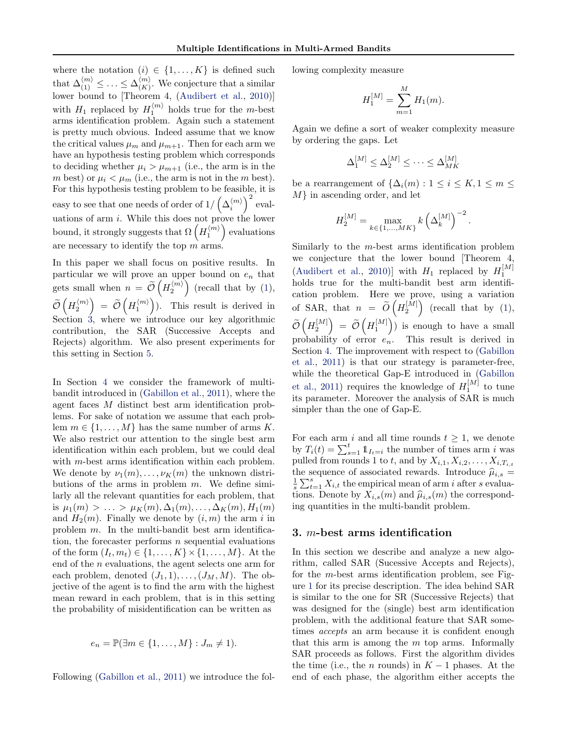where the notation $(i) \in \{1, \ldots, K\}$ is defined such that $\Delta_{(1)}^{\langle m \rangle} \leq \ldots \leq \Delta_{(K)}^{\langle m \rangle}$. We conjecture that a similar lower bound to [Theorem 4, (Audibert et al., 2010)] with $H_1$ replaced by $H_1^{\langle m \rangle}$ holds true for the $m$-best arms identification problem. Again such a statement is pretty much obvious. Indeed assume that we know the critical values $\mu_m$ and $\mu_{m+1}$. Then for each arm we have an hypothesis testing problem which corresponds to deciding whether $\mu_i > \mu_{m+1}$ (i.e., the arm is in the $m$ best) or $\mu_i < \mu_m$ (i.e., the arm is not in the $m$ best). For this hypothesis testing problem to be feasible, it is easy to see that one needs of order of $1/\left(\Delta_i^{\langle m \rangle}\right)^2$ evaluations of arm $i$. While this does not prove the lower bound, it strongly suggests that $\Omega\left(H_1^{\langle m \rangle}\right)$ evaluations are necessary to identify the top $m$ arms.

In this paper we shall focus on positive results. In particular we will prove an upper bound on $e_n$ that gets small when $n = \widetilde{\mathcal{O}}\left(H_2^{\langle m \rangle}\right)$ (recall that by (1), $\widetilde{\mathcal{O}}\left(H_2^{\langle m \rangle}\right) = \widetilde{\mathcal{O}}\left(H_1^{\langle m \rangle}\right)$). This result is derived in Section 3, where we introduce our key algorithmic contribution, the SAR (Successive Accepts and Rejects) algorithm. We also present experiments for this setting in Section 5.

In Section 4 we consider the framework of multi-bandit introduced in (Gabillon et al., 2011), where the agent faces $M$ distinct best arm identification problems. For sake of notation we assume that each problem $m \in \{1, \ldots, M\}$ has the same number of arms $K$. We also restrict our attention to the single best arm identification within each problem, but we could deal with $m$-best arms identification within each problem. We denote by $\nu_1(m), \ldots, \nu_K(m)$ the unknown distributions of the arms in problem $m$. We define similarly all the relevant quantities for each problem, that is $\mu_1(m) > \ldots > \mu_K(m), \Delta_1(m), \ldots, \Delta_K(m), H_1(m)$ and $H_2(m)$. Finally we denote by $(i, m)$ the arm $i$ in problem $m$. In the multi-bandit best arm identification, the forecaster performs $n$ sequential evaluations of the form $(I_t, m_t) \in \{1, \ldots, K\} \times \{1, \ldots, M\}$. At the end of the $n$ evaluations, the agent selects one arm for each problem, denoted $(J_1, 1), \ldots, (J_M, M)$. The objective of the agent is to find the arm with the highest mean reward in each problem, that is in this setting the probability of misidentification can be written as

$$e_n = \mathbb{P}(\exists m \in \{1, \ldots, M\} : J_m \neq 1).$$

Following (Gabillon et al., 2011) we introduce the following complexity measure

$$H_1^{[M]} = \sum_{m=1}^{M} H_1(m).$$

Again we define a sort of weaker complexity measure by ordering the gaps. Let

$$\Delta_1^{[M]} \leq \Delta_2^{[M]} \leq \cdots \leq \Delta_{MK}^{[M]}$$

be a rearrangement of $\{\Delta_i(m) : 1 \leq i \leq K, 1 \leq m \leq M\}$ in ascending order, and let

$$H_2^{[M]} = \max_{k \in \{1, \ldots, MK\}} k \left(\Delta_k^{[M]}\right)^{-2}.$$

Similarly to the $m$-best arms identification problem we conjecture that the lower bound [Theorem 4, (Audibert et al., 2010)] with $H_1$ replaced by $H_1^{[M]}$ holds true for the multi-bandit best arm identification problem. Here we prove, using a variation of SAR, that $n = \widetilde{\mathcal{O}}\left(H_2^{[M]}\right)$ (recall that by (1), $\widetilde{\mathcal{O}}\left(H_2^{[M]}\right) = \widetilde{\mathcal{O}}\left(H_1^{[M]}\right)$) is enough to have a small probability of error $e_n$. This result is derived in Section 4. The improvement with respect to (Gabillon et al., 2011) is that our strategy is parameter-free, while the theoretical Gap-E introduced in (Gabillon et al., 2011) requires the knowledge of $H_1^{[M]}$ to tune its parameter. Moreover the analysis of SAR is much simpler than the one of Gap-E.

For each arm $i$ and all time rounds $t \geq 1$, we denote by $T_i(t) = \sum_{s=1}^{t} \mathbb{1}_{I_t = i}$ the number of times arm $i$ was pulled from rounds 1 to $t$, and by $X_{i,1}, X_{i,2}, \ldots, X_{i,T_{i,t}}$ the sequence of associated rewards. Introduce $\widehat{\mu}_{i,s} = \frac{1}{s}\sum_{t=1}^{s} X_{i,t}$ the empirical mean of arm $i$ after $s$ evaluations. Denote by $X_{i,s}(m)$ and $\widehat{\mu}_{i,s}(m)$ the corresponding quantities in the multi-bandit problem.

## 3. $m$-best arms identification

In this section we describe and analyze a new algorithm, called SAR (Sucessive Accepts and Rejects), for the $m$-best arms identification problem, see Figure 1 for its precise description. The idea behind SAR is similar to the one for SR (Successive Rejects) that was designed for the (single) best arm identification problem, with the additional feature that SAR sometimes *accepts* an arm because it is confident enough that this arm is among the $m$ top arms. Informally SAR proceeds as follows. First the algorithm divides the time (i.e., the $n$ rounds) in $K - 1$ phases. At the end of each phase, the algorithm either accepts the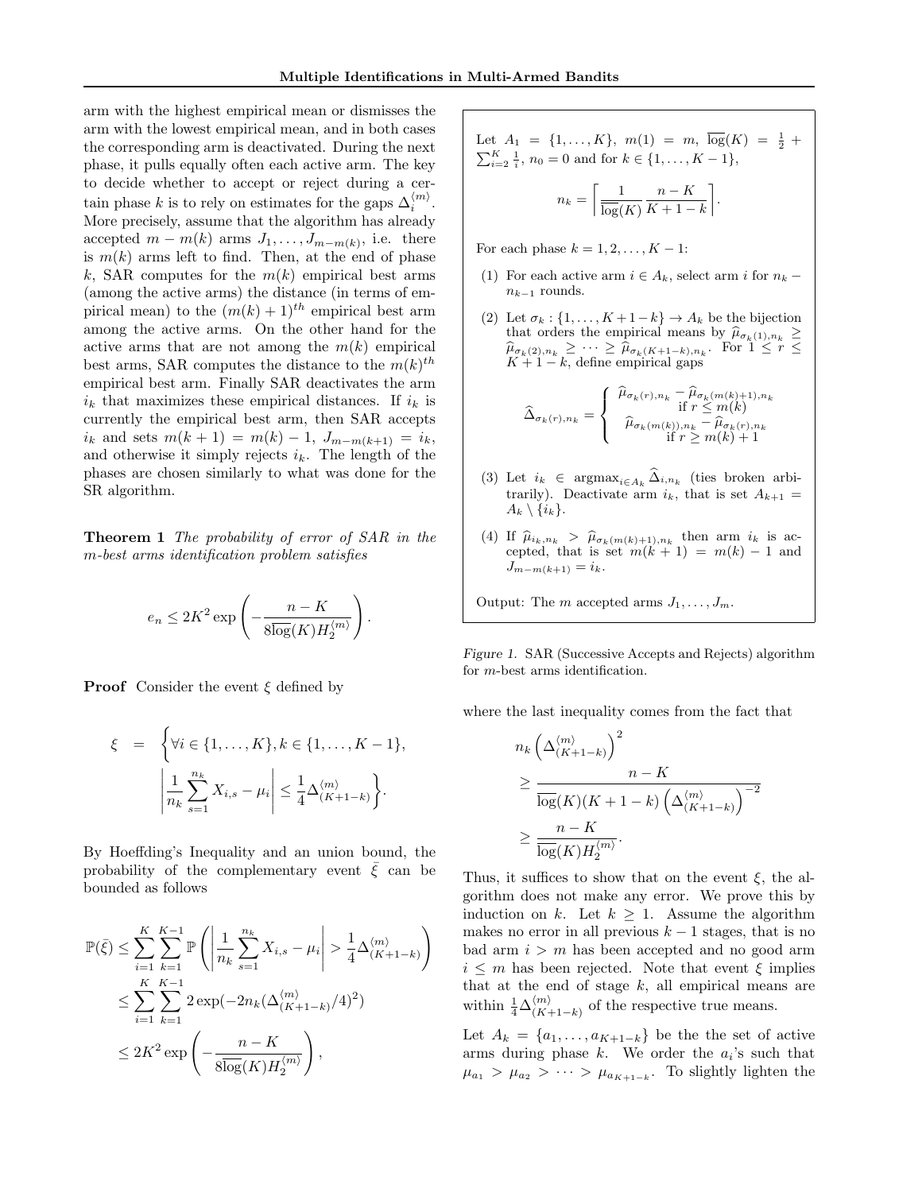arm with the highest empirical mean or dismisses the arm with the lowest empirical mean, and in both cases the corresponding arm is deactivated. During the next phase, it pulls equally often each active arm. The key to decide whether to accept or reject during a certain phase $k$ is to rely on estimates for the gaps $\Delta_i^{\langle m \rangle}$. More precisely, assume that the algorithm has already accepted $m - m(k)$ arms $J_1, \dots, J_{m-m(k)}$, i.e. there is $m(k)$ arms left to find. Then, at the end of phase $k$, SAR computes for the $m(k)$ empirical best arms (among the active arms) the distance (in terms of empirical mean) to the $(m(k)+1)^{th}$ empirical best arm among the active arms. On the other hand for the active arms that are not among the $m(k)$ empirical best arms, SAR computes the distance to the $m(k)^{th}$ empirical best arm. Finally SAR deactivates the arm $i_k$ that maximizes these empirical distances. If $i_k$ is currently the empirical best arm, then SAR accepts $i_k$ and sets $m(k+1) = m(k) - 1$, $J_{m-m(k+1)} = i_k$, and otherwise it simply rejects $i_k$. The length of the phases are chosen similarly to what was done for the SR algorithm.

---

Let $A_1 = \{1, \dots, K\}$, $m(1) = m$, $\overline{\log}(K) = \frac{1}{2} + \sum_{i=2}^{K} \frac{1}{i}$, $n_0 = 0$ and for $k \in \{1, \dots, K-1\}$,

$$n_k = \left\lceil \frac{1}{\overline{\log}(K)} \frac{n-K}{K+1-k} \right\rceil.$$

For each phase $k = 1, 2, \dots, K-1$:

(1) For each active arm $i \in A_k$, select arm $i$ for $n_k - n_{k-1}$ rounds.

(2) Let $\sigma_k : \{1, \dots, K+1-k\} \to A_k$ be the bijection that orders the empirical means by $\widehat{\mu}_{\sigma_k(1), n_k} \geq \widehat{\mu}_{\sigma_k(2), n_k} \geq \dots \geq \widehat{\mu}_{\sigma_k(K+1-k), n_k}$. For $1 \leq r \leq K+1-k$, define empirical gaps

$$\widehat{\Delta}_{\sigma_k(r), n_k} = \begin{cases} \widehat{\mu}_{\sigma_k(r), n_k} - \widehat{\mu}_{\sigma_k(m(k)+1), n_k} & \text{if } r \leq m(k) \\ \widehat{\mu}_{\sigma_k(m(k)), n_k} - \widehat{\mu}_{\sigma_k(r), n_k} & \text{if } r \geq m(k)+1 \end{cases}$$

(3) Let $i_k \in \operatorname{argmax}_{i \in A_k} \widehat{\Delta}_{i, n_k}$ (ties broken arbitrarily). Deactivate arm $i_k$, that is set $A_{k+1} = A_k \setminus \{i_k\}$.

(4) If $\widehat{\mu}_{i_k, n_k} > \widehat{\mu}_{\sigma_k(m(k)+1), n_k}$ then arm $i_k$ is accepted, that is set $m(k+1) = m(k) - 1$ and $J_{m-m(k+1)} = i_k$.

Output: The $m$ accepted arms $J_1, \dots, J_m$.

---

*Figure 1.* SAR (Successive Accepts and Rejects) algorithm for $m$-best arms identification.

**Theorem 1** *The probability of error of SAR in the $m$-best arms identification problem satisfies*

$$e_n \leq 2K^2 \exp\left( -\frac{n-K}{8\overline{\log}(K) H_2^{\langle m \rangle}} \right).$$

**Proof** Consider the event $\xi$ defined by

$$\xi = \left\{ \forall i \in \{1, \dots, K\}, k \in \{1, \dots, K-1\}, \left| \frac{1}{n_k} \sum_{s=1}^{n_k} X_{i,s} - \mu_i \right| \leq \frac{1}{4} \Delta_{(K+1-k)}^{\langle m \rangle} \right\}.$$

By Hoeffding's Inequality and an union bound, the probability of the complementary event $\bar{\xi}$ can be bounded as follows

$$\begin{aligned} \mathbb{P}(\bar{\xi}) &\leq \sum_{i=1}^{K} \sum_{k=1}^{K-1} \mathbb{P}\left( \left| \frac{1}{n_k} \sum_{s=1}^{n_k} X_{i,s} - \mu_i \right| > \frac{1}{4} \Delta_{(K+1-k)}^{\langle m \rangle} \right) \\ &\leq \sum_{i=1}^{K} \sum_{k=1}^{K-1} 2 \exp(-2n_k (\Delta_{(K+1-k)}^{\langle m \rangle}/4)^2) \\ &\leq 2K^2 \exp\left( -\frac{n-K}{8\overline{\log}(K) H_2^{\langle m \rangle}} \right), \end{aligned}$$

where the last inequality comes from the fact that

$$\begin{aligned} & n_k \left( \Delta_{(K+1-k)}^{\langle m \rangle} \right)^2 \\ &\geq \frac{n-K}{\overline{\log}(K)(K+1-k) \left( \Delta_{(K+1-k)}^{\langle m \rangle} \right)^{-2}} \\ &\geq \frac{n-K}{\overline{\log}(K) H_2^{\langle m \rangle}}. \end{aligned}$$

Thus, it suffices to show that on the event $\xi$, the algorithm does not make any error. We prove this by induction on $k$. Let $k \geq 1$. Assume the algorithm makes no error in all previous $k-1$ stages, that is no bad arm $i > m$ has been accepted and no good arm $i \leq m$ has been rejected. Note that event $\xi$ implies that at the end of stage $k$, all empirical means are within $\frac{1}{4} \Delta_{(K+1-k)}^{\langle m \rangle}$ of the respective true means.

Let $A_k = \{a_1, \dots, a_{K+1-k}\}$ be the the set of active arms during phase $k$. We order the $a_i$'s such that $\mu_{a_1} > \mu_{a_2} > \dots > \mu_{a_{K+1-k}}$. To slightly lighten the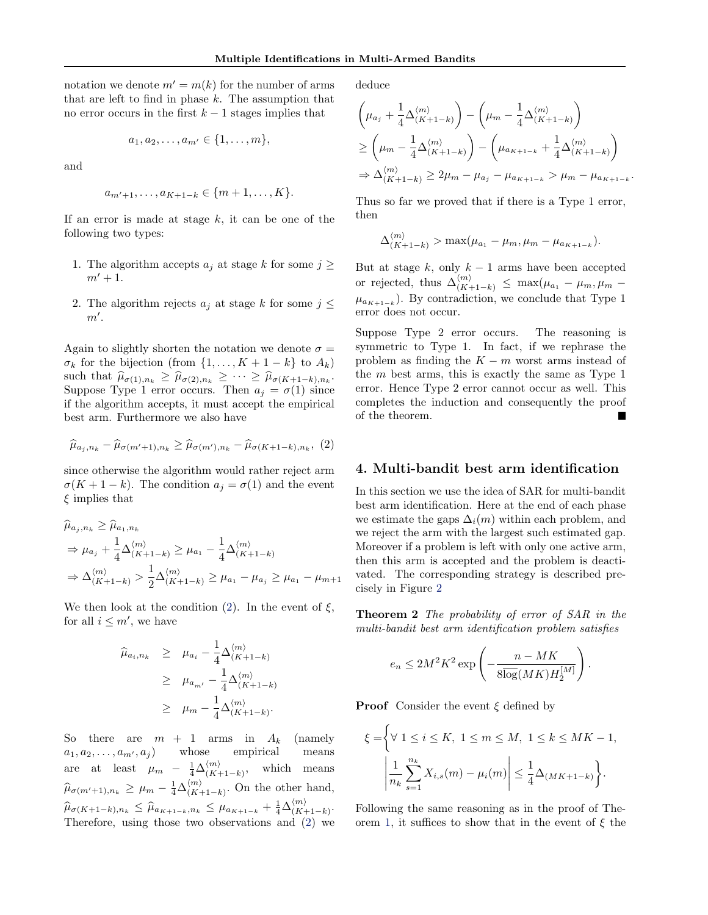notation we denote $m' = m(k)$ for the number of arms that are left to find in phase $k$. The assumption that no error occurs in the first $k-1$ stages implies that

$$a_1, a_2, \ldots, a_{m'} \in \{1, \ldots, m\},$$

and

$$a_{m'+1}, \ldots, a_{K+1-k} \in \{m+1, \ldots, K\}.$$

If an error is made at stage $k$, it can be one of the following two types:

1. The algorithm accepts $a_j$ at stage $k$ for some $j \geq m'+1$.
2. The algorithm rejects $a_j$ at stage $k$ for some $j \leq m'$.

Again to slightly shorten the notation we denote $\sigma = \sigma_k$ for the bijection (from $\{1, \ldots, K+1-k\}$ to $A_k$) such that $\widehat{\mu}_{\sigma(1),n_k} \geq \widehat{\mu}_{\sigma(2),n_k} \geq \cdots \geq \widehat{\mu}_{\sigma(K+1-k),n_k}$. Suppose Type 1 error occurs. Then $a_j = \sigma(1)$ since if the algorithm accepts, it must accept the empirical best arm. Furthermore we also have

$$\widehat{\mu}_{a_j,n_k} - \widehat{\mu}_{\sigma(m'+1),n_k} \geq \widehat{\mu}_{\sigma(m'),n_k} - \widehat{\mu}_{\sigma(K+1-k),n_k}, \quad (2)$$

since otherwise the algorithm would rather reject arm $\sigma(K+1-k)$. The condition $a_j = \sigma(1)$ and the event $\xi$ implies that

$$\begin{aligned}
&\widehat{\mu}_{a_j,n_k} \geq \widehat{\mu}_{a_1,n_k} \\
&\Rightarrow \mu_{a_j} + \frac{1}{4}\Delta^{\langle m \rangle}_{(K+1-k)} \geq \mu_{a_1} - \frac{1}{4}\Delta^{\langle m \rangle}_{(K+1-k)} \\
&\Rightarrow \Delta^{\langle m \rangle}_{(K+1-k)} > \frac{1}{2}\Delta^{\langle m \rangle}_{(K+1-k)} \geq \mu_{a_1} - \mu_{a_j} \geq \mu_{a_1} - \mu_{m+1}
\end{aligned}$$

We then look at the condition (2). In the event of $\xi$, for all $i \leq m'$, we have

$$\begin{aligned}
\widehat{\mu}_{a_i,n_k} &\geq \mu_{a_i} - \frac{1}{4}\Delta^{\langle m \rangle}_{(K+1-k)} \\
&\geq \mu_{a_{m'}} - \frac{1}{4}\Delta^{\langle m \rangle}_{(K+1-k)} \\
&\geq \mu_m - \frac{1}{4}\Delta^{\langle m \rangle}_{(K+1-k)}.
\end{aligned}$$

So there are $m+1$ arms in $A_k$ (namely $a_1, a_2, \ldots, a_{m'}, a_j$) whose empirical means are at least $\mu_m - \frac{1}{4}\Delta^{\langle m \rangle}_{(K+1-k)}$, which means $\widehat{\mu}_{\sigma(m'+1),n_k} \geq \mu_m - \frac{1}{4}\Delta^{\langle m \rangle}_{(K+1-k)}$. On the other hand, $\widehat{\mu}_{\sigma(K+1-k),n_k} \leq \widehat{\mu}_{a_{K+1-k},n_k} \leq \mu_{a_{K+1-k}} + \frac{1}{4}\Delta^{\langle m \rangle}_{(K+1-k)}$. Therefore, using those two observations and (2) we deduce

$$\begin{aligned}
&\left(\mu_{a_j} + \frac{1}{4}\Delta^{\langle m \rangle}_{(K+1-k)}\right) - \left(\mu_m - \frac{1}{4}\Delta^{\langle m \rangle}_{(K+1-k)}\right) \\
&\geq \left(\mu_m - \frac{1}{4}\Delta^{\langle m \rangle}_{(K+1-k)}\right) - \left(\mu_{a_{K+1-k}} + \frac{1}{4}\Delta^{\langle m \rangle}_{(K+1-k)}\right) \\
&\Rightarrow \Delta^{\langle m \rangle}_{(K+1-k)} \geq 2\mu_m - \mu_{a_j} - \mu_{a_{K+1-k}} > \mu_m - \mu_{a_{K+1-k}}.
\end{aligned}$$

Thus so far we proved that if there is a Type 1 error, then

$$\Delta^{\langle m \rangle}_{(K+1-k)} > \max(\mu_{a_1} - \mu_m, \mu_m - \mu_{a_{K+1-k}}).$$

But at stage $k$, only $k-1$ arms have been accepted or rejected, thus $\Delta^{\langle m \rangle}_{(K+1-k)} \leq \max(\mu_{a_1} - \mu_m, \mu_m - \mu_{a_{K+1-k}})$. By contradiction, we conclude that Type 1 error does not occur.

Suppose Type 2 error occurs. The reasoning is symmetric to Type 1. In fact, if we rephrase the problem as finding the $K-m$ worst arms instead of the $m$ best arms, this is exactly the same as Type 1 error. Hence Type 2 error cannot occur as well. This completes the induction and consequently the proof of the theorem. ∎

## 4. Multi-bandit best arm identification

In this section we use the idea of SAR for multi-bandit best arm identification. Here at the end of each phase we estimate the gaps $\Delta_i(m)$ within each problem, and we reject the arm with the largest such estimated gap. Moreover if a problem is left with only one active arm, then this arm is accepted and the problem is deactivated. The corresponding strategy is described precisely in Figure 2

**Theorem 2** *The probability of error of SAR in the multi-bandit best arm identification problem satisfies*

$$e_n \leq 2M^2K^2 \exp\left(-\frac{n - MK}{8\overline{\log}(MK)H_2^{[M]}}\right).$$

**Proof** Consider the event $\xi$ defined by

$$\xi = \left\{\forall\ 1 \leq i \leq K,\ 1 \leq m \leq M,\ 1 \leq k \leq MK-1, \left|\frac{1}{n_k}\sum_{s=1}^{n_k} X_{i,s}(m) - \mu_i(m)\right| \leq \frac{1}{4}\Delta_{(MK+1-k)}\right\}.$$

Following the same reasoning as in the proof of Theorem 1, it suffices to show that in the event of $\xi$ the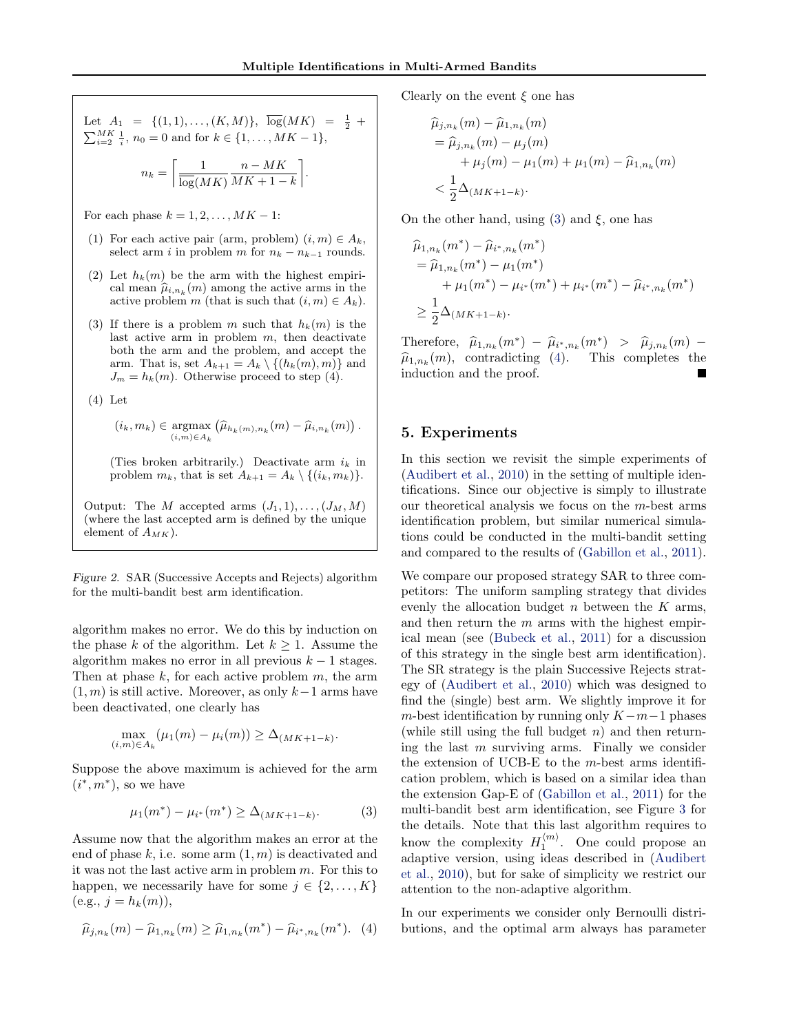Let $A_1 = \{(1,1), \ldots, (K,M)\}$, $\overline{\log}(MK) = \frac{1}{2} + \sum_{i=2}^{MK} \frac{1}{i}$, $n_0 = 0$ and for $k \in \{1, \ldots, MK-1\}$,

$$n_k = \left\lceil \frac{1}{\overline{\log}(MK)} \frac{n - MK}{MK + 1 - k} \right\rceil.$$

For each phase $k = 1, 2, \ldots, MK - 1$:

(1) For each active pair (arm, problem) $(i, m) \in A_k$, select arm $i$ in problem $m$ for $n_k - n_{k-1}$ rounds.

(2) Let $h_k(m)$ be the arm with the highest empirical mean $\widehat{\mu}_{i,n_k}(m)$ among the active arms in the active problem $m$ (that is such that $(i, m) \in A_k$).

(3) If there is a problem $m$ such that $h_k(m)$ is the last active arm in problem $m$, then deactivate both the arm and the problem, and accept the arm. That is, set $A_{k+1} = A_k \setminus \{(h_k(m), m)\}$ and $J_m = h_k(m)$. Otherwise proceed to step (4).

(4) Let

$$(i_k, m_k) \in \operatorname*{argmax}_{(i,m) \in A_k} \left( \widehat{\mu}_{h_k(m), n_k}(m) - \widehat{\mu}_{i,n_k}(m) \right).$$

(Ties broken arbitrarily.) Deactivate arm $i_k$ in problem $m_k$, that is set $A_{k+1} = A_k \setminus \{(i_k, m_k)\}$.

Output: The $M$ accepted arms $(J_1, 1), \ldots, (J_M, M)$ (where the last accepted arm is defined by the unique element of $A_{MK}$).

*Figure 2.* SAR (Successive Accepts and Rejects) algorithm for the multi-bandit best arm identification.

algorithm makes no error. We do this by induction on the phase $k$ of the algorithm. Let $k \geq 1$. Assume the algorithm makes no error in all previous $k-1$ stages. Then at phase $k$, for each active problem $m$, the arm $(1, m)$ is still active. Moreover, as only $k-1$ arms have been deactivated, one clearly has

$$\max_{(i,m) \in A_k} (\mu_1(m) - \mu_i(m)) \geq \Delta_{(MK+1-k)}.$$

Suppose the above maximum is achieved for the arm $(i^*, m^*)$, so we have

$$\mu_1(m^*) - \mu_{i^*}(m^*) \geq \Delta_{(MK+1-k)}. \tag{3}$$

Assume now that the algorithm makes an error at the end of phase $k$, i.e. some arm $(1, m)$ is deactivated and it was not the last active arm in problem $m$. For this to happen, we necessarily have for some $j \in \{2, \ldots, K\}$ (e.g., $j = h_k(m)$),

$$\widehat{\mu}_{j,n_k}(m) - \widehat{\mu}_{1,n_k}(m) \geq \widehat{\mu}_{1,n_k}(m^*) - \widehat{\mu}_{i^*,n_k}(m^*). \tag{4}$$

Clearly on the event $\xi$ one has

$$\begin{aligned}
&\widehat{\mu}_{j,n_k}(m) - \widehat{\mu}_{1,n_k}(m) \\
&= \widehat{\mu}_{j,n_k}(m) - \mu_j(m) \\
&\qquad + \mu_j(m) - \mu_1(m) + \mu_1(m) - \widehat{\mu}_{1,n_k}(m) \\
&< \frac{1}{2} \Delta_{(MK+1-k)}.
\end{aligned}$$

On the other hand, using (3) and $\xi$, one has

$$\begin{aligned}
&\widehat{\mu}_{1,n_k}(m^*) - \widehat{\mu}_{i^*,n_k}(m^*) \\
&= \widehat{\mu}_{1,n_k}(m^*) - \mu_1(m^*) \\
&\qquad + \mu_1(m^*) - \mu_{i^*}(m^*) + \mu_{i^*}(m^*) - \widehat{\mu}_{i^*,n_k}(m^*) \\
&\geq \frac{1}{2} \Delta_{(MK+1-k)}.
\end{aligned}$$

Therefore, $\widehat{\mu}_{1,n_k}(m^*) - \widehat{\mu}_{i^*,n_k}(m^*) > \widehat{\mu}_{j,n_k}(m) - \widehat{\mu}_{1,n_k}(m)$, contradicting (4). This completes the induction and the proof. ∎

## 5. Experiments

In this section we revisit the simple experiments of (Audibert et al., 2010) in the setting of multiple identifications. Since our objective is simply to illustrate our theoretical analysis we focus on the $m$-best arms identification problem, but similar numerical simulations could be conducted in the multi-bandit setting and compared to the results of (Gabillon et al., 2011).

We compare our proposed strategy SAR to three competitors: The uniform sampling strategy that divides evenly the allocation budget $n$ between the $K$ arms, and then return the $m$ arms with the highest empirical mean (see (Bubeck et al., 2011) for a discussion of this strategy in the single best arm identification). The SR strategy is the plain Successive Rejects strategy of (Audibert et al., 2010) which was designed to find the (single) best arm. We slightly improve it for $m$-best identification by running only $K-m-1$ phases (while still using the full budget $n$) and then returning the last $m$ surviving arms. Finally we consider the extension of UCB-E to the $m$-best arms identification problem, which is based on a similar idea than the extension Gap-E of (Gabillon et al., 2011) for the multi-bandit best arm identification, see Figure 3 for the details. Note that this last algorithm requires to know the complexity $H_1^{\langle m \rangle}$. One could propose an adaptive version, using ideas described in (Audibert et al., 2010), but for sake of simplicity we restrict our attention to the non-adaptive algorithm.

In our experiments we consider only Bernoulli distributions, and the optimal arm always has parameter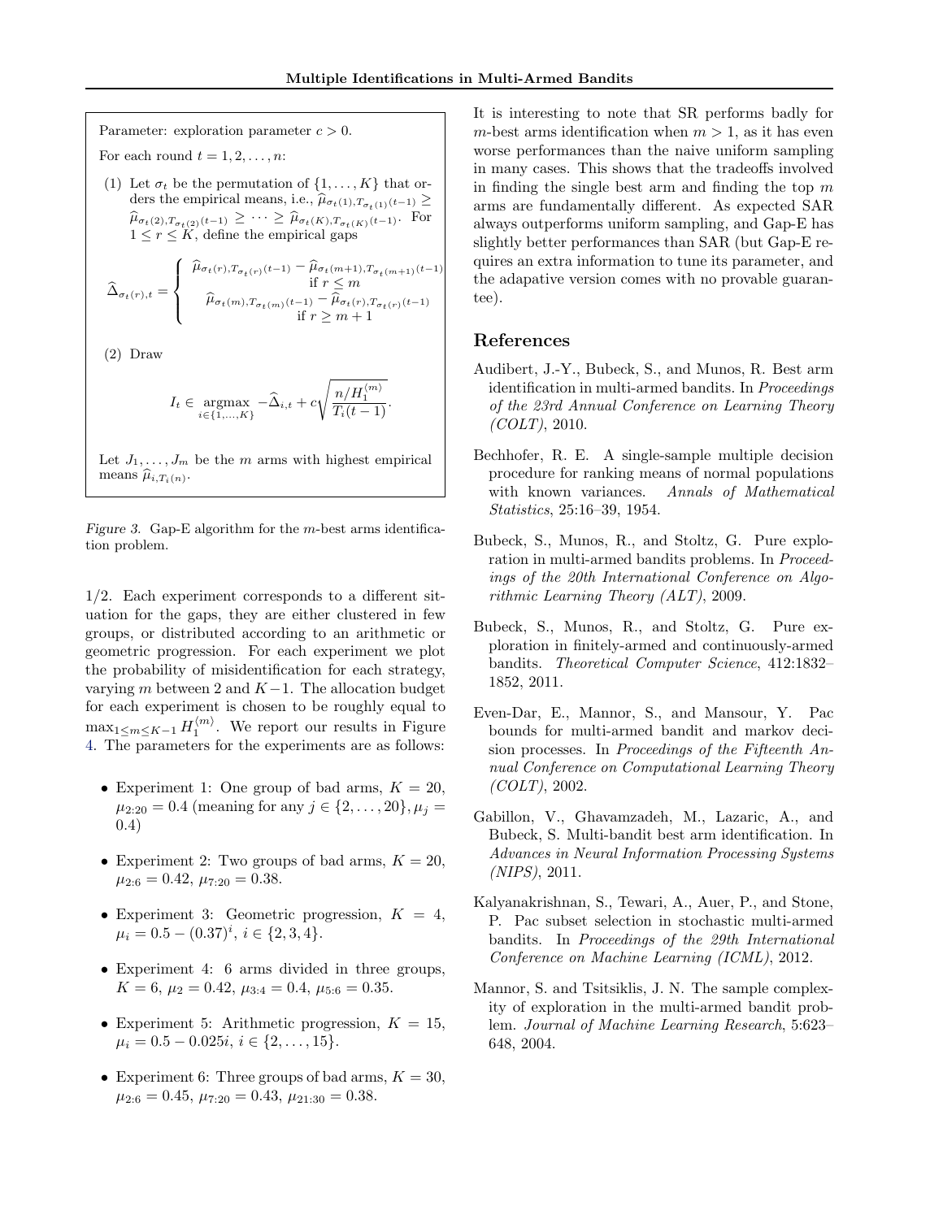Parameter: exploration parameter $c > 0$.

For each round $t = 1, 2, \ldots, n$:

(1) Let $\sigma_t$ be the permutation of $\{1, \ldots, K\}$ that orders the empirical means, i.e., $\widehat{\mu}_{\sigma_t(1), T_{\sigma_t(1)}(t-1)} \geq \widehat{\mu}_{\sigma_t(2), T_{\sigma_t(2)}(t-1)} \geq \cdots \geq \widehat{\mu}_{\sigma_t(K), T_{\sigma_t(K)}(t-1)}$. For $1 \leq r \leq K$, define the empirical gaps

$$\widehat{\Delta}_{\sigma_t(r),t} = \begin{cases} \widehat{\mu}_{\sigma_t(r),T_{\sigma_t(r)}(t-1)} - \widehat{\mu}_{\sigma_t(m+1),T_{\sigma_t(m+1)}(t-1)} & \text{if } r \leq m \\ \widehat{\mu}_{\sigma_t(m),T_{\sigma_t(m)}(t-1)} - \widehat{\mu}_{\sigma_t(r),T_{\sigma_t(r)}(t-1)} & \text{if } r \geq m+1 \end{cases}$$

(2) Draw

$$I_t \in \underset{i \in \{1,\ldots,K\}}{\operatorname{argmax}} \; -\widehat{\Delta}_{i,t} + c\sqrt{\frac{n/H_1^{\langle m \rangle}}{T_i(t-1)}}.$$

Let $J_1, \ldots, J_m$ be the $m$ arms with highest empirical means $\widehat{\mu}_{i,T_i(n)}$.

*Figure 3.* Gap-E algorithm for the $m$-best arms identification problem.

1/2. Each experiment corresponds to a different situation for the gaps, they are either clustered in few groups, or distributed according to an arithmetic or geometric progression. For each experiment we plot the probability of misidentification for each strategy, varying $m$ between 2 and $K-1$. The allocation budget for each experiment is chosen to be roughly equal to $\max_{1 \leq m \leq K-1} H_1^{\langle m \rangle}$. We report our results in Figure 4. The parameters for the experiments are as follows:

- Experiment 1: One group of bad arms, $K = 20$, $\mu_{2:20} = 0.4$ (meaning for any $j \in \{2, \ldots, 20\}, \mu_j = 0.4$)
- Experiment 2: Two groups of bad arms, $K = 20$, $\mu_{2:6} = 0.42$, $\mu_{7:20} = 0.38$.
- Experiment 3: Geometric progression, $K = 4$, $\mu_i = 0.5 - (0.37)^i$, $i \in \{2, 3, 4\}$.
- Experiment 4: 6 arms divided in three groups, $K = 6$, $\mu_2 = 0.42$, $\mu_{3:4} = 0.4$, $\mu_{5:6} = 0.35$.
- Experiment 5: Arithmetic progression, $K = 15$, $\mu_i = 0.5 - 0.025i$, $i \in \{2, \ldots, 15\}$.
- Experiment 6: Three groups of bad arms, $K = 30$, $\mu_{2:6} = 0.45$, $\mu_{7:20} = 0.43$, $\mu_{21:30} = 0.38$.

It is interesting to note that SR performs badly for $m$-best arms identification when $m > 1$, as it has even worse performances than the naive uniform sampling in many cases. This shows that the tradeoffs involved in finding the single best arm and finding the top $m$ arms are fundamentally different. As expected SAR always outperforms uniform sampling, and Gap-E has slightly better performances than SAR (but Gap-E requires an extra information to tune its parameter, and the adapative version comes with no provable guarantee).

## References

Audibert, J.-Y., Bubeck, S., and Munos, R. Best arm identification in multi-armed bandits. In *Proceedings of the 23rd Annual Conference on Learning Theory (COLT)*, 2010.

Bechhofer, R. E. A single-sample multiple decision procedure for ranking means of normal populations with known variances. *Annals of Mathematical Statistics*, 25:16–39, 1954.

Bubeck, S., Munos, R., and Stoltz, G. Pure exploration in multi-armed bandits problems. In *Proceedings of the 20th International Conference on Algorithmic Learning Theory (ALT)*, 2009.

Bubeck, S., Munos, R., and Stoltz, G. Pure exploration in finitely-armed and continuously-armed bandits. *Theoretical Computer Science*, 412:1832–1852, 2011.

Even-Dar, E., Mannor, S., and Mansour, Y. Pac bounds for multi-armed bandit and markov decision processes. In *Proceedings of the Fifteenth Annual Conference on Computational Learning Theory (COLT)*, 2002.

Gabillon, V., Ghavamzadeh, M., Lazaric, A., and Bubeck, S. Multi-bandit best arm identification. In *Advances in Neural Information Processing Systems (NIPS)*, 2011.

Kalyanakrishnan, S., Tewari, A., Auer, P., and Stone, P. Pac subset selection in stochastic multi-armed bandits. In *Proceedings of the 29th International Conference on Machine Learning (ICML)*, 2012.

Mannor, S. and Tsitsiklis, J. N. The sample complexity of exploration in the multi-armed bandit problem. *Journal of Machine Learning Research*, 5:623–648, 2004.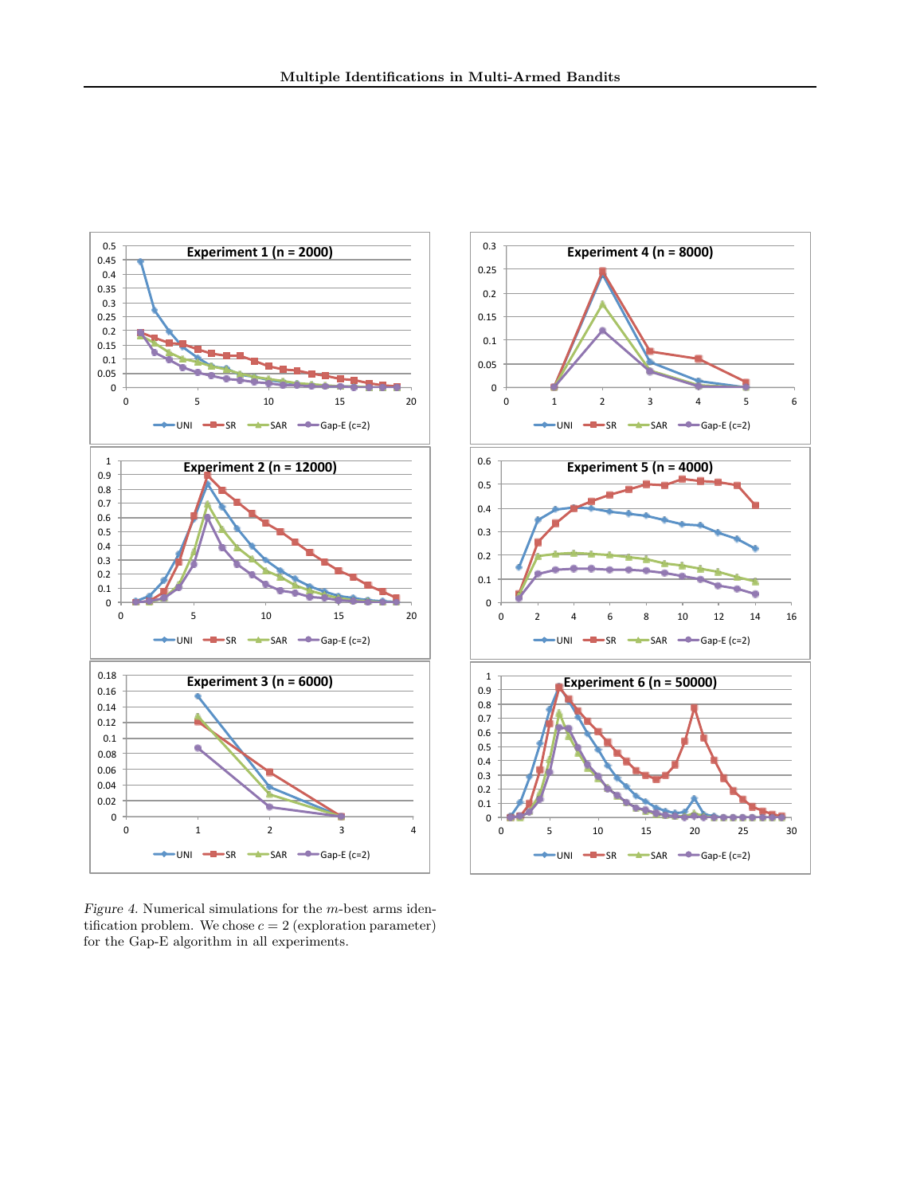Experiment 1 (n = 2000)

0.5
0.45
0.4
0.35
0.3
0.25
0.2
0.15
0.1
0.05
0

0 5 10 15 20

UNI SR SAR Gap-E (c=2)

Experiment 4 (n = 8000)

0.3
0.25
0.2
0.15
0.1
0.05
0

0 1 2 3 4 5 6

UNI SR SAR Gap-E (c=2)

Experiment 2 (n = 12000)

1
0.9
0.8
0.7
0.6
0.5
0.4
0.3
0.2
0.1
0

0 5 10 15 20

UNI SR SAR Gap-E (c=2)

Experiment 5 (n = 4000)

0.6
0.5
0.4
0.3
0.2
0.1
0

0 2 4 6 8 10 12 14 16

UNI SR SAR Gap-E (c=2)

Experiment 3 (n = 6000)

0.18
0.16
0.14
0.12
0.1
0.08
0.06
0.04
0.02
0

0 1 2 3 4

UNI SR SAR Gap-E (c=2)

Experiment 6 (n = 50000)

1
0.9
0.8
0.7
0.6
0.5
0.4
0.3
0.2
0.1
0

0 5 10 15 20 25 30

UNI SR SAR Gap-E (c=2)

*Figure 4.* Numerical simulations for the $m$-best arms identification problem. We chose $c = 2$ (exploration parameter) for the Gap-E algorithm in all experiments.